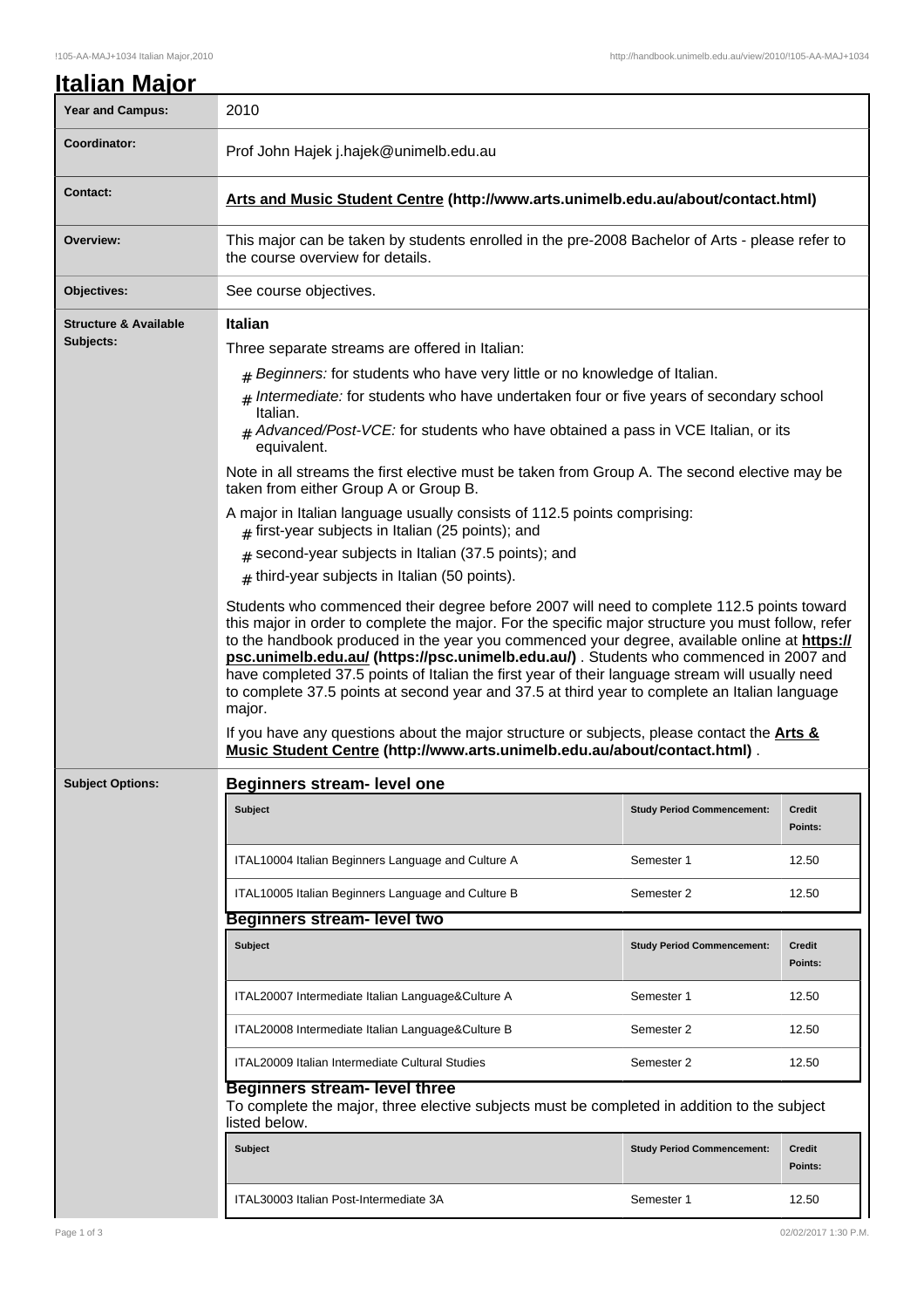# Italian Major

| | |
|---|---|
| **Year and Campus:** | 2010 |
| **Coordinator:** | Prof John Hajek j.hajek@unimelb.edu.au |
| **Contact:** | **Arts and Music Student Centre (http://www.arts.unimelb.edu.au/about/contact.html)** |
| **Overview:** | This major can be taken by students enrolled in the pre-2008 Bachelor of Arts - please refer to the course overview for details. |
| **Objectives:** | See course objectives. |

**Structure & Available Subjects:**

**Italian**

Three separate streams are offered in Italian:

- *Beginners:* for students who have very little or no knowledge of Italian.
- *Intermediate:* for students who have undertaken four or five years of secondary school Italian.
- *Advanced/Post-VCE:* for students who have obtained a pass in VCE Italian, or its equivalent.

Note in all streams the first elective must be taken from Group A. The second elective may be taken from either Group A or Group B.

A major in Italian language usually consists of 112.5 points comprising:

- first-year subjects in Italian (25 points); and
- second-year subjects in Italian (37.5 points); and
- third-year subjects in Italian (50 points).

Students who commenced their degree before 2007 will need to complete 112.5 points toward this major in order to complete the major. For the specific major structure you must follow, refer to the handbook produced in the year you commenced your degree, available online at **https://psc.unimelb.edu.au/ (https://psc.unimelb.edu.au/)** . Students who commenced in 2007 and have completed 37.5 points of Italian the first year of their language stream will usually need to complete 37.5 points at second year and 37.5 at third year to complete an Italian language major.

If you have any questions about the major structure or subjects, please contact the **Arts & Music Student Centre (http://www.arts.unimelb.edu.au/about/contact.html)** .

**Subject Options:**

### Beginners stream- level one

| Subject | Study Period Commencement: | Credit Points: |
|---|---|---|
| ITAL10004 Italian Beginners Language and Culture A | Semester 1 | 12.50 |
| ITAL10005 Italian Beginners Language and Culture B | Semester 2 | 12.50 |

### Beginners stream- level two

| Subject | Study Period Commencement: | Credit Points: |
|---|---|---|
| ITAL20007 Intermediate Italian Language&Culture A | Semester 1 | 12.50 |
| ITAL20008 Intermediate Italian Language&Culture B | Semester 2 | 12.50 |
| ITAL20009 Italian Intermediate Cultural Studies | Semester 2 | 12.50 |

### Beginners stream- level three

To complete the major, three elective subjects must be completed in addition to the subject listed below.

| Subject | Study Period Commencement: | Credit Points: |
|---|---|---|
| ITAL30003 Italian Post-Intermediate 3A | Semester 1 | 12.50 |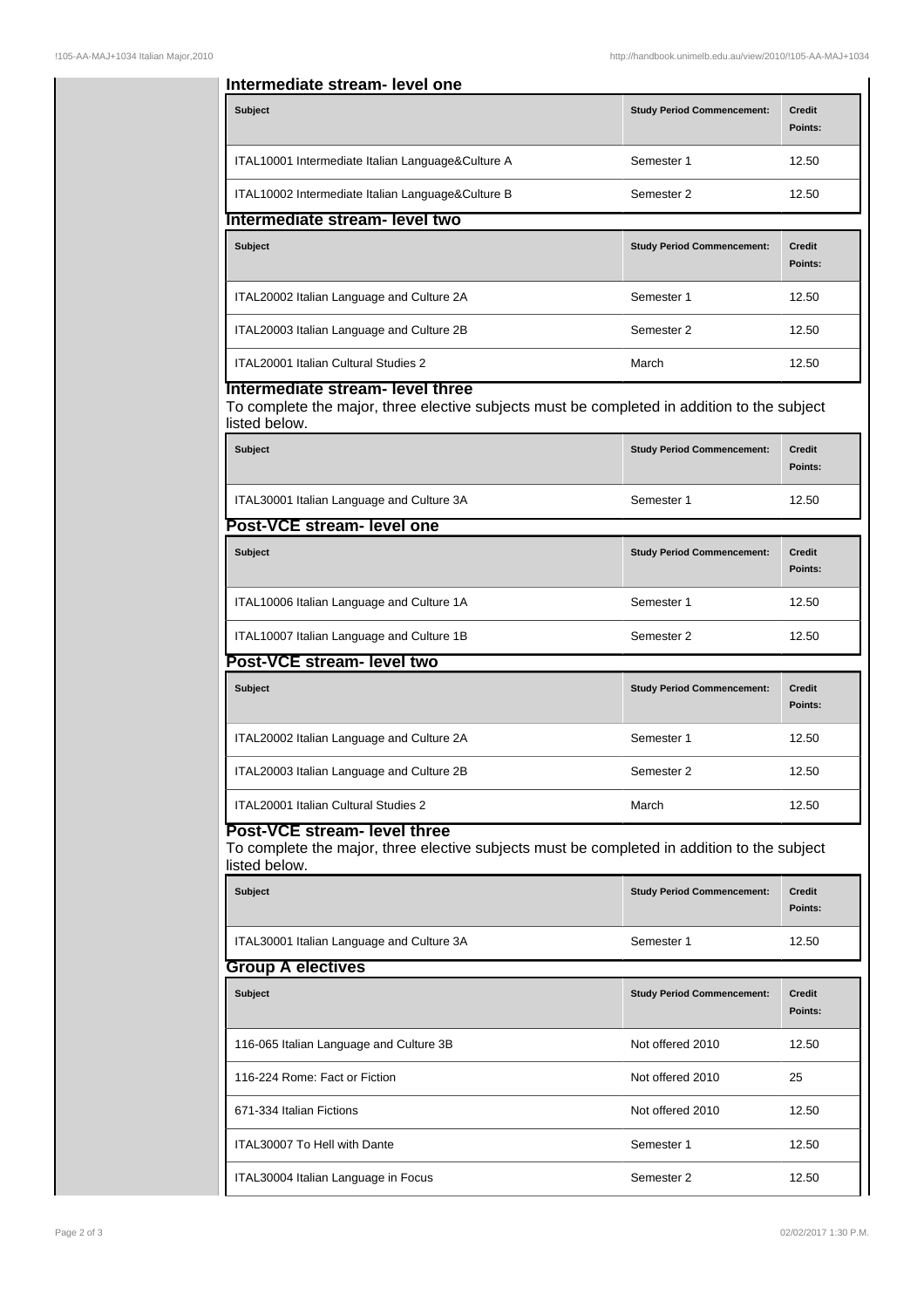### Intermediate stream- level one

| Subject | Study Period Commencement: | Credit Points: |
| --- | --- | --- |
| ITAL10001 Intermediate Italian Language&Culture A | Semester 1 | 12.50 |
| ITAL10002 Intermediate Italian Language&Culture B | Semester 2 | 12.50 |

### Intermediate stream- level two

| Subject | Study Period Commencement: | Credit Points: |
| --- | --- | --- |
| ITAL20002 Italian Language and Culture 2A | Semester 1 | 12.50 |
| ITAL20003 Italian Language and Culture 2B | Semester 2 | 12.50 |
| ITAL20001 Italian Cultural Studies 2 | March | 12.50 |

### Intermediate stream- level three

To complete the major, three elective subjects must be completed in addition to the subject listed below.

| Subject | Study Period Commencement: | Credit Points: |
| --- | --- | --- |
| ITAL30001 Italian Language and Culture 3A | Semester 1 | 12.50 |

### Post-VCE stream- level one

| Subject | Study Period Commencement: | Credit Points: |
| --- | --- | --- |
| ITAL10006 Italian Language and Culture 1A | Semester 1 | 12.50 |
| ITAL10007 Italian Language and Culture 1B | Semester 2 | 12.50 |

### Post-VCE stream- level two

| Subject | Study Period Commencement: | Credit Points: |
| --- | --- | --- |
| ITAL20002 Italian Language and Culture 2A | Semester 1 | 12.50 |
| ITAL20003 Italian Language and Culture 2B | Semester 2 | 12.50 |
| ITAL20001 Italian Cultural Studies 2 | March | 12.50 |

### Post-VCE stream- level three

To complete the major, three elective subjects must be completed in addition to the subject listed below.

| Subject | Study Period Commencement: | Credit Points: |
| --- | --- | --- |
| ITAL30001 Italian Language and Culture 3A | Semester 1 | 12.50 |

### Group A electives

| Subject | Study Period Commencement: | Credit Points: |
| --- | --- | --- |
| 116-065 Italian Language and Culture 3B | Not offered 2010 | 12.50 |
| 116-224 Rome: Fact or Fiction | Not offered 2010 | 25 |
| 671-334 Italian Fictions | Not offered 2010 | 12.50 |
| ITAL30007 To Hell with Dante | Semester 1 | 12.50 |
| ITAL30004 Italian Language in Focus | Semester 2 | 12.50 |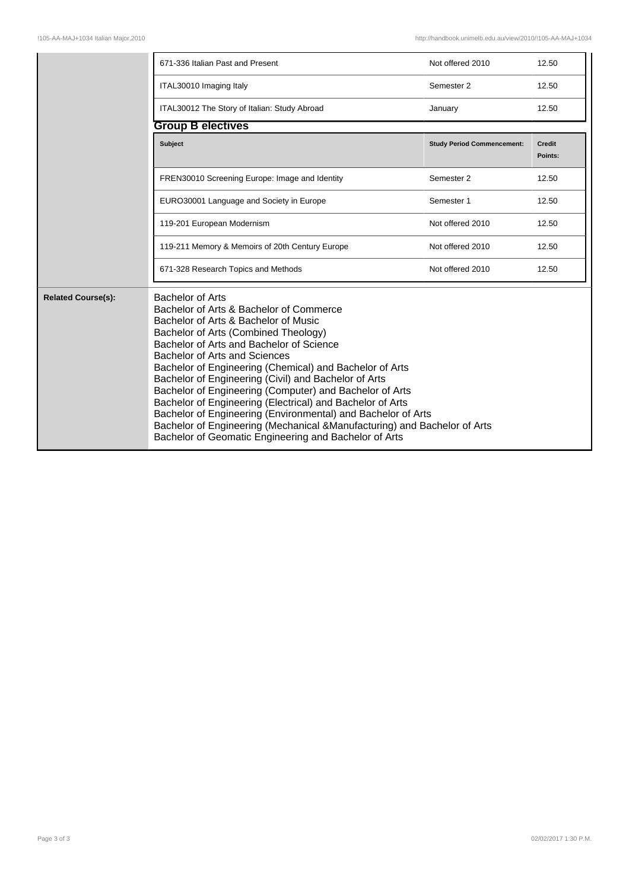| Subject | Study Period Commencement: | Credit Points: |
| --- | --- | --- |
| 671-336 Italian Past and Present | Not offered 2010 | 12.50 |
| ITAL30010 Imaging Italy | Semester 2 | 12.50 |
| ITAL30012 The Story of Italian: Study Abroad | January | 12.50 |

### Group B electives

| Subject | Study Period Commencement: | Credit Points: |
| --- | --- | --- |
| FREN30010 Screening Europe: Image and Identity | Semester 2 | 12.50 |
| EURO30001 Language and Society in Europe | Semester 1 | 12.50 |
| 119-201 European Modernism | Not offered 2010 | 12.50 |
| 119-211 Memory & Memoirs of 20th Century Europe | Not offered 2010 | 12.50 |
| 671-328 Research Topics and Methods | Not offered 2010 | 12.50 |

**Related Course(s):**

Bachelor of Arts
Bachelor of Arts & Bachelor of Commerce
Bachelor of Arts & Bachelor of Music
Bachelor of Arts (Combined Theology)
Bachelor of Arts and Bachelor of Science
Bachelor of Arts and Sciences
Bachelor of Engineering (Chemical) and Bachelor of Arts
Bachelor of Engineering (Civil) and Bachelor of Arts
Bachelor of Engineering (Computer) and Bachelor of Arts
Bachelor of Engineering (Electrical) and Bachelor of Arts
Bachelor of Engineering (Environmental) and Bachelor of Arts
Bachelor of Engineering (Mechanical &Manufacturing) and Bachelor of Arts
Bachelor of Geomatic Engineering and Bachelor of Arts